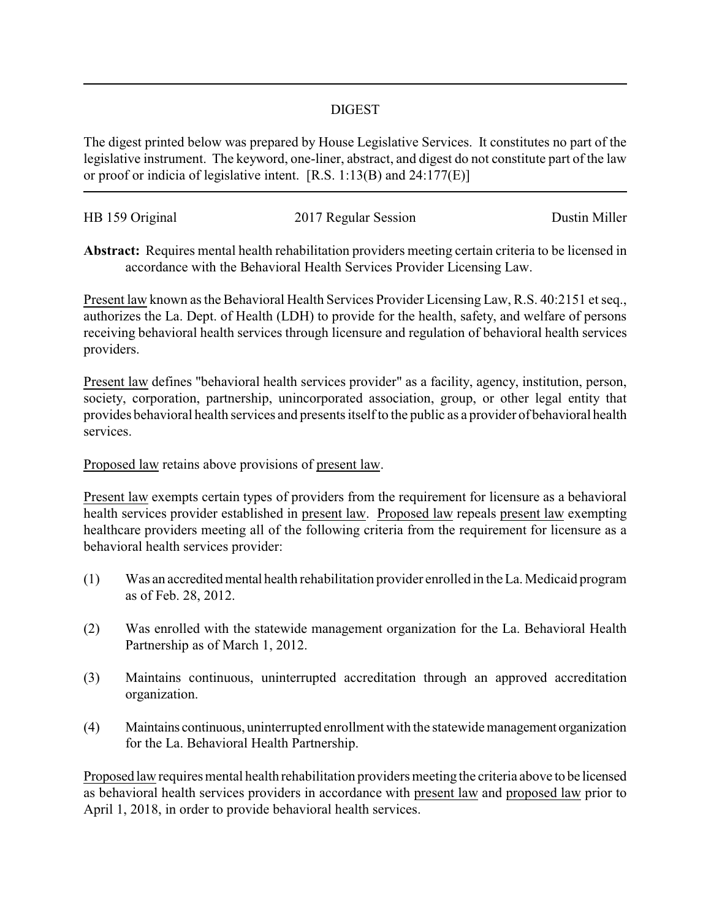## DIGEST

The digest printed below was prepared by House Legislative Services. It constitutes no part of the legislative instrument. The keyword, one-liner, abstract, and digest do not constitute part of the law or proof or indicia of legislative intent. [R.S. 1:13(B) and 24:177(E)]

HB 159 Original 2017 Regular Session Dustin Miller

**Abstract:** Requires mental health rehabilitation providers meeting certain criteria to be licensed in accordance with the Behavioral Health Services Provider Licensing Law.

Present law known as the Behavioral Health Services Provider Licensing Law, R.S. 40:2151 et seq., authorizes the La. Dept. of Health (LDH) to provide for the health, safety, and welfare of persons receiving behavioral health services through licensure and regulation of behavioral health services providers.

Present law defines "behavioral health services provider" as a facility, agency, institution, person, society, corporation, partnership, unincorporated association, group, or other legal entity that provides behavioral health services and presents itself to the public as a provider of behavioral health services.

Proposed law retains above provisions of present law.

Present law exempts certain types of providers from the requirement for licensure as a behavioral health services provider established in present law. Proposed law repeals present law exempting healthcare providers meeting all of the following criteria from the requirement for licensure as a behavioral health services provider:

(1) Was an accredited mental health rehabilitation provider enrolled in the La. Medicaid program as of Feb. 28, 2012.

(2) Was enrolled with the statewide management organization for the La. Behavioral Health Partnership as of March 1, 2012.

(3) Maintains continuous, uninterrupted accreditation through an approved accreditation organization.

(4) Maintains continuous, uninterrupted enrollment with the statewide management organization for the La. Behavioral Health Partnership.

Proposed law requires mental health rehabilitation providers meeting the criteria above to be licensed as behavioral health services providers in accordance with present law and proposed law prior to April 1, 2018, in order to provide behavioral health services.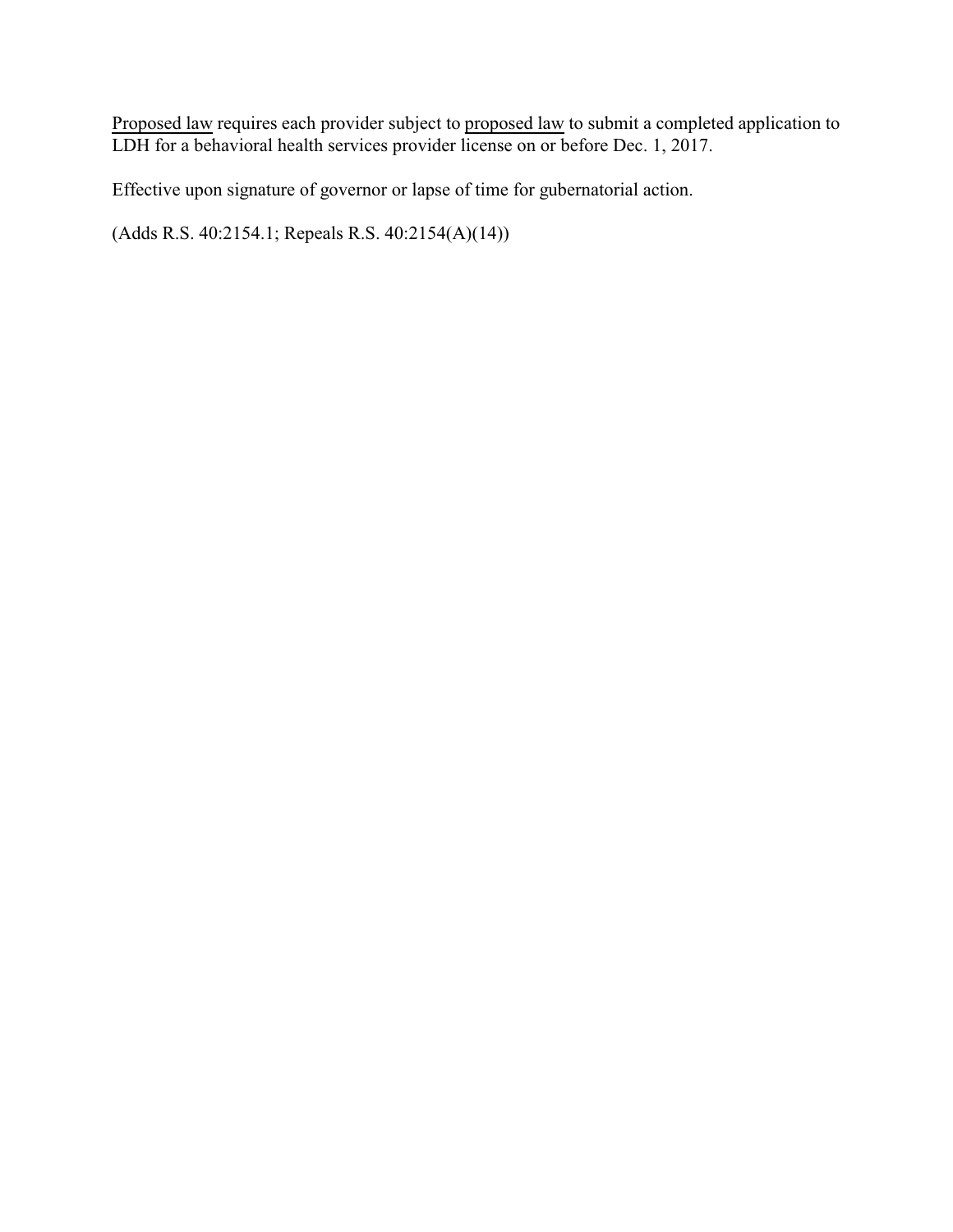Proposed law requires each provider subject to proposed law to submit a completed application to LDH for a behavioral health services provider license on or before Dec. 1, 2017.

Effective upon signature of governor or lapse of time for gubernatorial action.

(Adds R.S. 40:2154.1; Repeals R.S. 40:2154(A)(14))